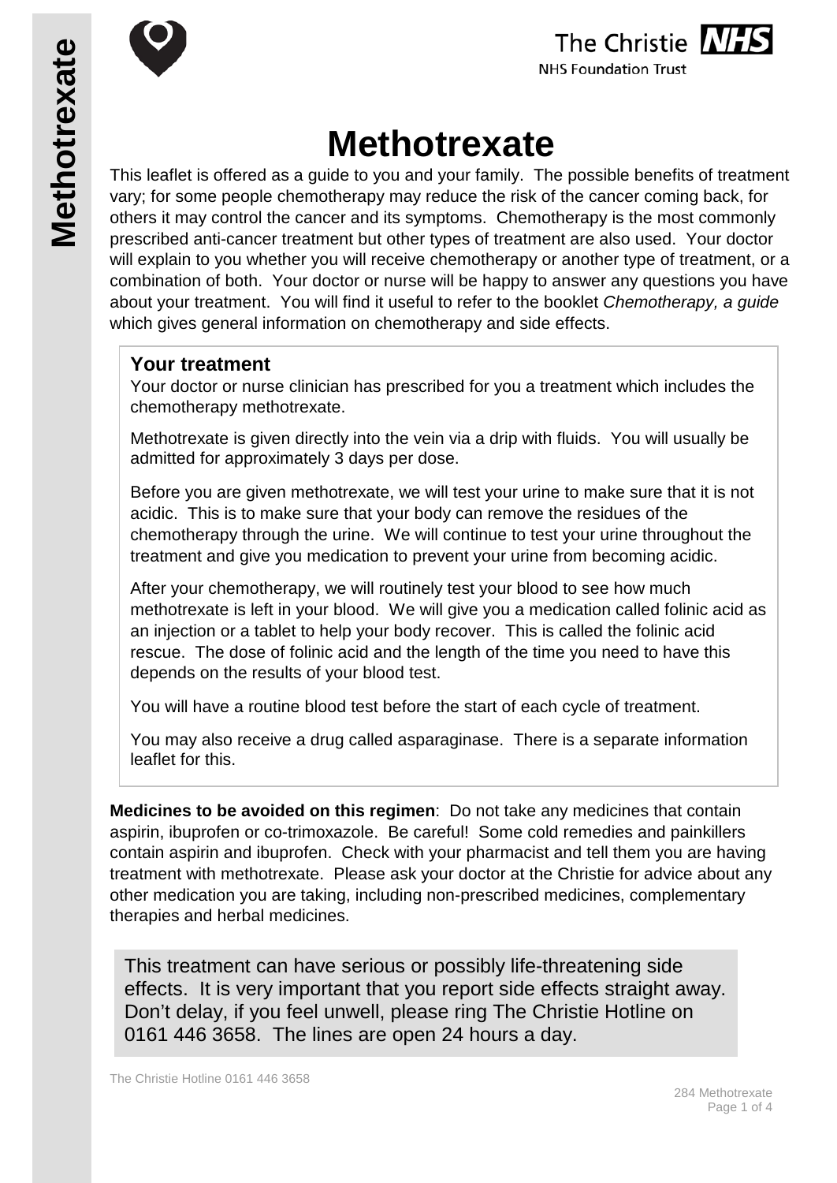# Methotrexate

This leaflet is offered as a guide to you and your family. The possible benefits of treatment vary; for some people chemotherapy may reduce the risk of the cancer coming back, for others it may control the cancer and its symptoms. Chemotherapy is the most commonly prescribed anti-cancer treatment but other types of treatment are also used. Your doctor will explain to you whether you will receive chemotherapy or another type of treatment, or a combination of both. Your doctor or nurse will be happy to answer any questions you have about your treatment. You will find it useful to refer to the booklet *Chemotherapy, a guide* which gives general information on chemotherapy and side effects.

## Your treatment

Your doctor or nurse clinician has prescribed for you a treatment which includes the chemotherapy methotrexate.

Methotrexate is given directly into the vein via a drip with fluids. You will usually be admitted for approximately 3 days per dose.

Before you are given methotrexate, we will test your urine to make sure that it is not acidic. This is to make sure that your body can remove the residues of the chemotherapy through the urine. We will continue to test your urine throughout the treatment and give you medication to prevent your urine from becoming acidic.

After your chemotherapy, we will routinely test your blood to see how much methotrexate is left in your blood. We will give you a medication called folinic acid as an injection or a tablet to help your body recover. This is called the folinic acid rescue. The dose of folinic acid and the length of the time you need to have this depends on the results of your blood test.

You will have a routine blood test before the start of each cycle of treatment.

You may also receive a drug called asparaginase. There is a separate information leaflet for this.

**Medicines to be avoided on this regimen**: Do not take any medicines that contain aspirin, ibuprofen or co-trimoxazole. Be careful! Some cold remedies and painkillers contain aspirin and ibuprofen. Check with your pharmacist and tell them you are having treatment with methotrexate. Please ask your doctor at the Christie for advice about any other medication you are taking, including non-prescribed medicines, complementary therapies and herbal medicines.

This treatment can have serious or possibly life-threatening side effects. It is very important that you report side effects straight away. Don't delay, if you feel unwell, please ring The Christie Hotline on 0161 446 3658. The lines are open 24 hours a day.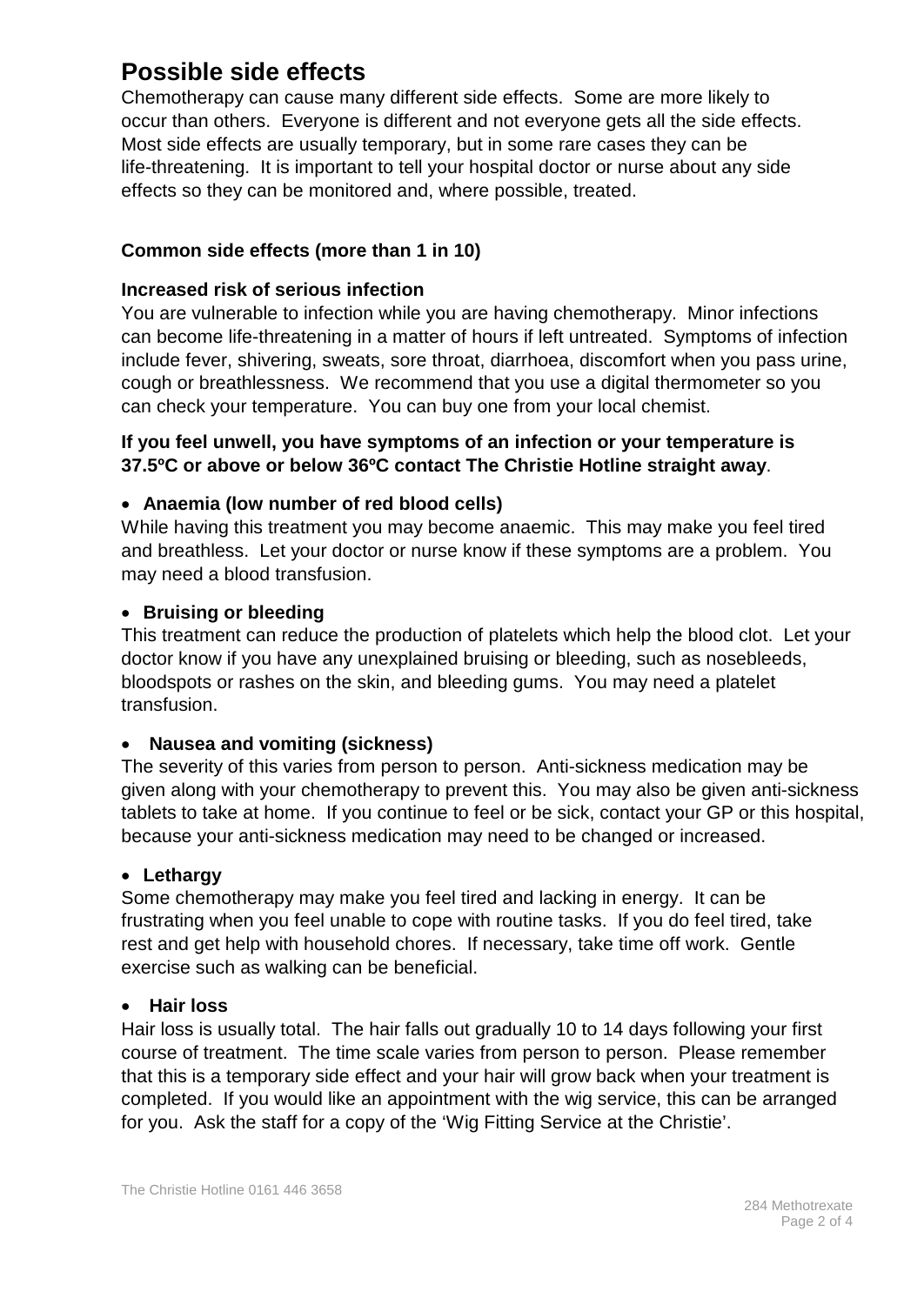# Possible side effects

Chemotherapy can cause many different side effects. Some are more likely to occur than others. Everyone is different and not everyone gets all the side effects. Most side effects are usually temporary, but in some rare cases they can be life-threatening. It is important to tell your hospital doctor or nurse about any side effects so they can be monitored and, where possible, treated.

### Common side effects (more than 1 in 10)

**Increased risk of serious infection**

You are vulnerable to infection while you are having chemotherapy. Minor infections can become life-threatening in a matter of hours if left untreated. Symptoms of infection include fever, shivering, sweats, sore throat, diarrhoea, discomfort when you pass urine, cough or breathlessness. We recommend that you use a digital thermometer so you can check your temperature. You can buy one from your local chemist.

**If you feel unwell, you have symptoms of an infection or your temperature is 37.5ºC or above or below 36ºC contact The Christie Hotline straight away**.

- **Anaemia (low number of red blood cells)**

While having this treatment you may become anaemic. This may make you feel tired and breathless. Let your doctor or nurse know if these symptoms are a problem. You may need a blood transfusion.

- **Bruising or bleeding**

This treatment can reduce the production of platelets which help the blood clot. Let your doctor know if you have any unexplained bruising or bleeding, such as nosebleeds, bloodspots or rashes on the skin, and bleeding gums. You may need a platelet transfusion.

- **Nausea and vomiting (sickness)**

The severity of this varies from person to person. Anti-sickness medication may be given along with your chemotherapy to prevent this. You may also be given anti-sickness tablets to take at home. If you continue to feel or be sick, contact your GP or this hospital, because your anti-sickness medication may need to be changed or increased.

- **Lethargy**

Some chemotherapy may make you feel tired and lacking in energy. It can be frustrating when you feel unable to cope with routine tasks. If you do feel tired, take rest and get help with household chores. If necessary, take time off work. Gentle exercise such as walking can be beneficial.

- **Hair loss**

Hair loss is usually total. The hair falls out gradually 10 to 14 days following your first course of treatment. The time scale varies from person to person. Please remember that this is a temporary side effect and your hair will grow back when your treatment is completed. If you would like an appointment with the wig service, this can be arranged for you. Ask the staff for a copy of the 'Wig Fitting Service at the Christie'.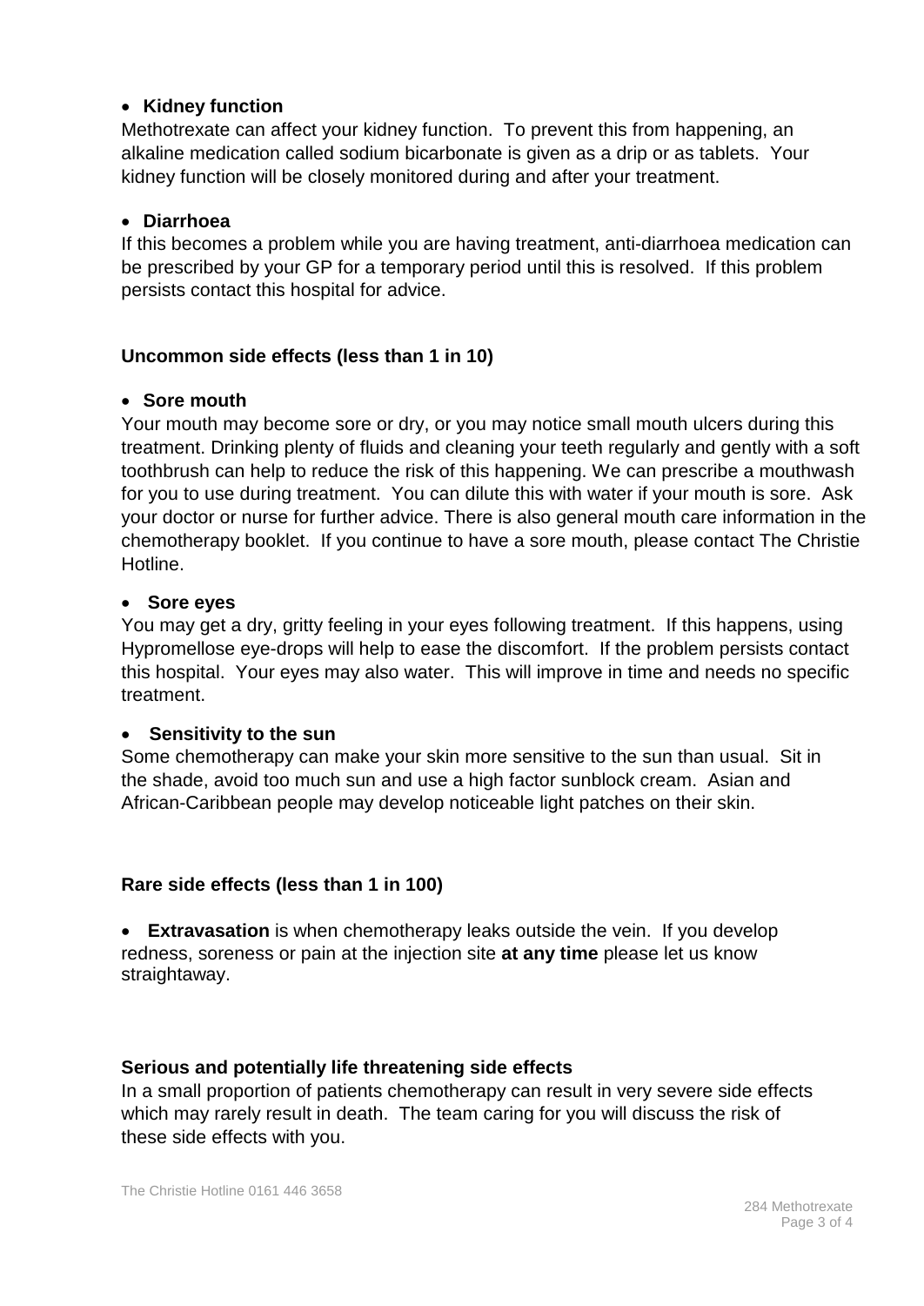- **Kidney function**

Methotrexate can affect your kidney function. To prevent this from happening, an alkaline medication called sodium bicarbonate is given as a drip or as tablets. Your kidney function will be closely monitored during and after your treatment.

- **Diarrhoea**

If this becomes a problem while you are having treatment, anti-diarrhoea medication can be prescribed by your GP for a temporary period until this is resolved. If this problem persists contact this hospital for advice.

### Uncommon side effects (less than 1 in 10)

- **Sore mouth**

Your mouth may become sore or dry, or you may notice small mouth ulcers during this treatment. Drinking plenty of fluids and cleaning your teeth regularly and gently with a soft toothbrush can help to reduce the risk of this happening. We can prescribe a mouthwash for you to use during treatment. You can dilute this with water if your mouth is sore. Ask your doctor or nurse for further advice. There is also general mouth care information in the chemotherapy booklet. If you continue to have a sore mouth, please contact The Christie Hotline.

- **Sore eyes**

You may get a dry, gritty feeling in your eyes following treatment. If this happens, using Hypromellose eye-drops will help to ease the discomfort. If the problem persists contact this hospital. Your eyes may also water. This will improve in time and needs no specific treatment.

- **Sensitivity to the sun**

Some chemotherapy can make your skin more sensitive to the sun than usual. Sit in the shade, avoid too much sun and use a high factor sunblock cream. Asian and African-Caribbean people may develop noticeable light patches on their skin.

### Rare side effects (less than 1 in 100)

- **Extravasation** is when chemotherapy leaks outside the vein. If you develop redness, soreness or pain at the injection site **at any time** please let us know straightaway.

### Serious and potentially life threatening side effects

In a small proportion of patients chemotherapy can result in very severe side effects which may rarely result in death. The team caring for you will discuss the risk of these side effects with you.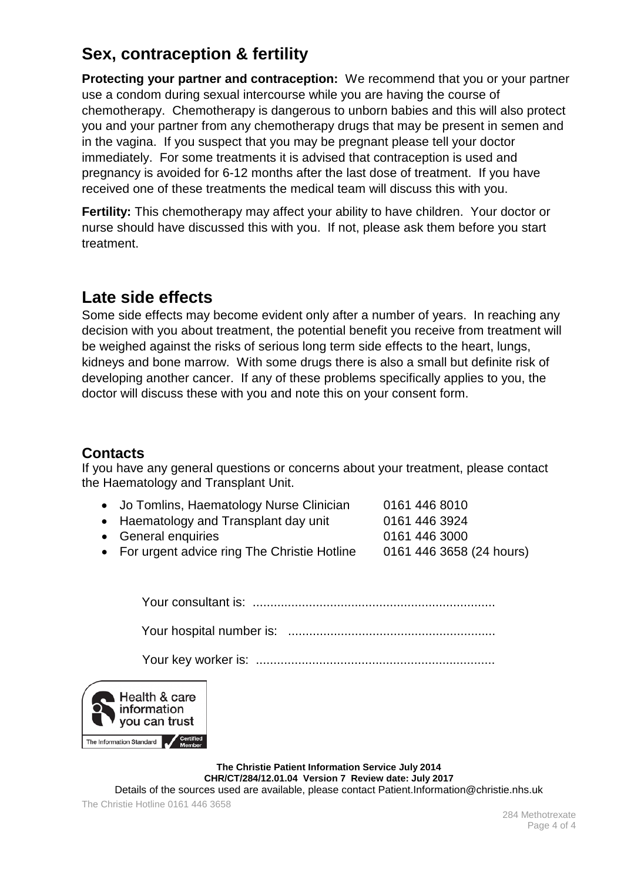## Sex, contraception & fertility

**Protecting your partner and contraception:** We recommend that you or your partner use a condom during sexual intercourse while you are having the course of chemotherapy. Chemotherapy is dangerous to unborn babies and this will also protect you and your partner from any chemotherapy drugs that may be present in semen and in the vagina. If you suspect that you may be pregnant please tell your doctor immediately. For some treatments it is advised that contraception is used and pregnancy is avoided for 6-12 months after the last dose of treatment. If you have received one of these treatments the medical team will discuss this with you.

**Fertility:** This chemotherapy may affect your ability to have children. Your doctor or nurse should have discussed this with you. If not, please ask them before you start treatment.

## Late side effects

Some side effects may become evident only after a number of years. In reaching any decision with you about treatment, the potential benefit you receive from treatment will be weighed against the risks of serious long term side effects to the heart, lungs, kidneys and bone marrow. With some drugs there is also a small but definite risk of developing another cancer. If any of these problems specifically applies to you, the doctor will discuss these with you and note this on your consent form.

### Contacts

If you have any general questions or concerns about your treatment, please contact the Haematology and Transplant Unit.

- Jo Tomlins, Haematology Nurse Clinician 0161 446 8010
- Haematology and Transplant day unit 0161 446 3924
- General enquiries 0161 446 3000
- For urgent advice ring The Christie Hotline 0161 446 3658 (24 hours)

Your consultant is: ....................................................................

Your hospital number is: ..........................................................

Your key worker is: ...................................................................

Health & care information you can trust

The Information Standard — Certified Member

**The Christie Patient Information Service July 2014**
**CHR/CT/284/12.01.04 Version 7 Review date: July 2017**
Details of the sources used are available, please contact Patient.Information@christie.nhs.uk